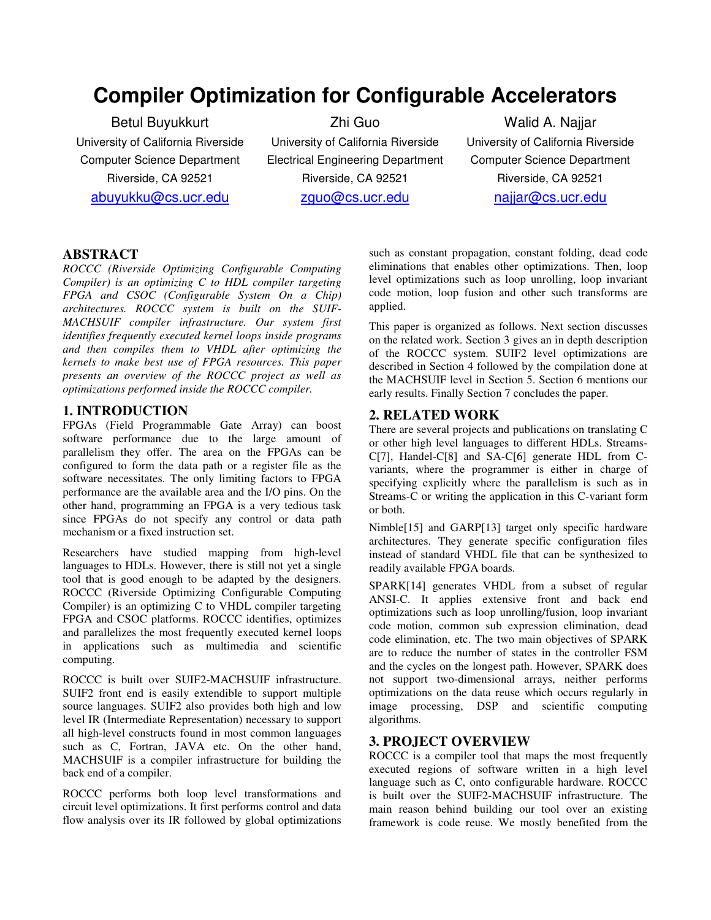# Compiler Optimization for Configurable Accelerators

Betul Buyukkurt
University of California Riverside
Computer Science Department
Riverside, CA 92521
abuyukku@cs.ucr.edu

Zhi Guo
University of California Riverside
Electrical Engineering Department
Riverside, CA 92521
zguo@cs.ucr.edu

Walid A. Najjar
University of California Riverside
Computer Science Department
Riverside, CA 92521
najjar@cs.ucr.edu

## ABSTRACT

*ROCCC (Riverside Optimizing Configurable Computing Compiler) is an optimizing C to HDL compiler targeting FPGA and CSOC (Configurable System On a Chip) architectures. ROCCC system is built on the SUIF-MACHSUIF compiler infrastructure. Our system first identifies frequently executed kernel loops inside programs and then compiles them to VHDL after optimizing the kernels to make best use of FPGA resources. This paper presents an overview of the ROCCC project as well as optimizations performed inside the ROCCC compiler.*

## 1. INTRODUCTION

FPGAs (Field Programmable Gate Array) can boost software performance due to the large amount of parallelism they offer. The area on the FPGAs can be configured to form the data path or a register file as the software necessitates. The only limiting factors to FPGA performance are the available area and the I/O pins. On the other hand, programming an FPGA is a very tedious task since FPGAs do not specify any control or data path mechanism or a fixed instruction set.

Researchers have studied mapping from high-level languages to HDLs. However, there is still not yet a single tool that is good enough to be adapted by the designers. ROCCC (Riverside Optimizing Configurable Computing Compiler) is an optimizing C to VHDL compiler targeting FPGA and CSOC platforms. ROCCC identifies, optimizes and parallelizes the most frequently executed kernel loops in applications such as multimedia and scientific computing.

ROCCC is built over SUIF2-MACHSUIF infrastructure. SUIF2 front end is easily extendible to support multiple source languages. SUIF2 also provides both high and low level IR (Intermediate Representation) necessary to support all high-level constructs found in most common languages such as C, Fortran, JAVA etc. On the other hand, MACHSUIF is a compiler infrastructure for building the back end of a compiler.

ROCCC performs both loop level transformations and circuit level optimizations. It first performs control and data flow analysis over its IR followed by global optimizations such as constant propagation, constant folding, dead code eliminations that enables other optimizations. Then, loop level optimizations such as loop unrolling, loop invariant code motion, loop fusion and other such transforms are applied.

This paper is organized as follows. Next section discusses on the related work. Section 3 gives an in depth description of the ROCCC system. SUIF2 level optimizations are described in Section 4 followed by the compilation done at the MACHSUIF level in Section 5. Section 6 mentions our early results. Finally Section 7 concludes the paper.

## 2. RELATED WORK

There are several projects and publications on translating C or other high level languages to different HDLs. Streams-C[7], Handel-C[8] and SA-C[6] generate HDL from C-variants, where the programmer is either in charge of specifying explicitly where the parallelism is such as in Streams-C or writing the application in this C-variant form or both.

Nimble[15] and GARP[13] target only specific hardware architectures. They generate specific configuration files instead of standard VHDL file that can be synthesized to readily available FPGA boards.

SPARK[14] generates VHDL from a subset of regular ANSI-C. It applies extensive front and back end optimizations such as loop unrolling/fusion, loop invariant code motion, common sub expression elimination, dead code elimination, etc. The two main objectives of SPARK are to reduce the number of states in the controller FSM and the cycles on the longest path. However, SPARK does not support two-dimensional arrays, neither performs optimizations on the data reuse which occurs regularly in image processing, DSP and scientific computing algorithms.

## 3. PROJECT OVERVIEW

ROCCC is a compiler tool that maps the most frequently executed regions of software written in a high level language such as C, onto configurable hardware. ROCCC is built over the SUIF2-MACHSUIF infrastructure. The main reason behind building our tool over an existing framework is code reuse. We mostly benefited from the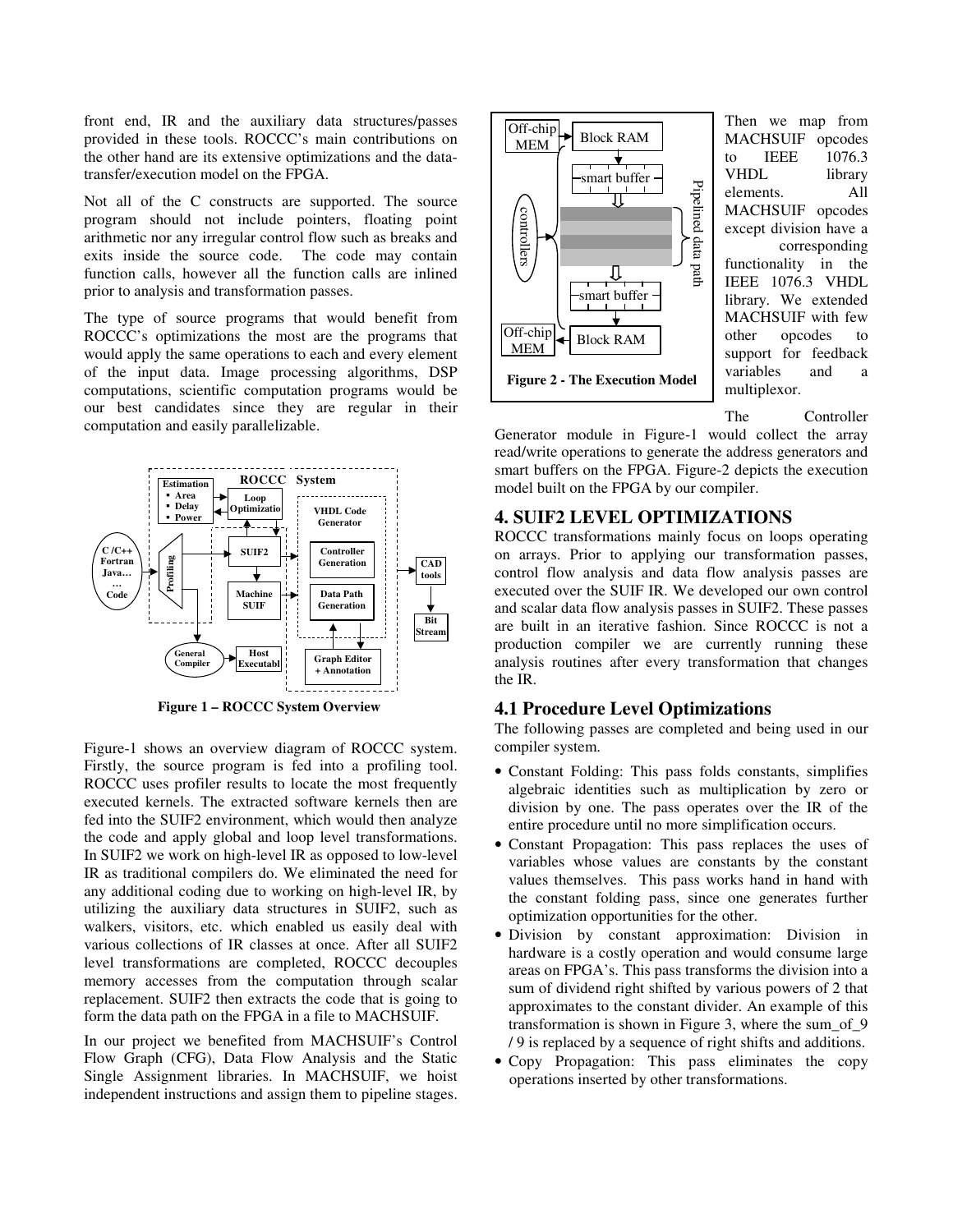front end, IR and the auxiliary data structures/passes provided in these tools. ROCCC's main contributions on the other hand are its extensive optimizations and the data-transfer/execution model on the FPGA.

Not all of the C constructs are supported. The source program should not include pointers, floating point arithmetic nor any irregular control flow such as breaks and exits inside the source code. The code may contain function calls, however all the function calls are inlined prior to analysis and transformation passes.

The type of source programs that would benefit from ROCCC's optimizations the most are the programs that would apply the same operations to each and every element of the input data. Image processing algorithms, DSP computations, scientific computation programs would be our best candidates since they are regular in their computation and easily parallelizable.

**Figure 1 – ROCCC System Overview**

Figure-1 shows an overview diagram of ROCCC system. Firstly, the source program is fed into a profiling tool. ROCCC uses profiler results to locate the most frequently executed kernels. The extracted software kernels then are fed into the SUIF2 environment, which would then analyze the code and apply global and loop level transformations. In SUIF2 we work on high-level IR as opposed to low-level IR as traditional compilers do. We eliminated the need for any additional coding due to working on high-level IR, by utilizing the auxiliary data structures in SUIF2, such as walkers, visitors, etc. which enabled us easily deal with various collections of IR classes at once. After all SUIF2 level transformations are completed, ROCCC decouples memory accesses from the computation through scalar replacement. SUIF2 then extracts the code that is going to form the data path on the FPGA in a file to MACHSUIF.

In our project we benefited from MACHSUIF's Control Flow Graph (CFG), Data Flow Analysis and the Static Single Assignment libraries. In MACHSUIF, we hoist independent instructions and assign them to pipeline stages.

**Figure 2 - The Execution Model**

Then we map from MACHSUIF opcodes to IEEE 1076.3 VHDL library elements. All MACHSUIF opcodes except division have a corresponding functionality in the IEEE 1076.3 VHDL library. We extended MACHSUIF with few other opcodes to support for feedback variables and a multiplexor.

The Controller Generator module in Figure-1 would collect the array read/write operations to generate the address generators and smart buffers on the FPGA. Figure-2 depicts the execution model built on the FPGA by our compiler.

## 4. SUIF2 LEVEL OPTIMIZATIONS

ROCCC transformations mainly focus on loops operating on arrays. Prior to applying our transformation passes, control flow analysis and data flow analysis passes are executed over the SUIF IR. We developed our own control and scalar data flow analysis passes in SUIF2. These passes are built in an iterative fashion. Since ROCCC is not a production compiler we are currently running these analysis routines after every transformation that changes the IR.

### 4.1 Procedure Level Optimizations

The following passes are completed and being used in our compiler system.

- Constant Folding: This pass folds constants, simplifies algebraic identities such as multiplication by zero or division by one. The pass operates over the IR of the entire procedure until no more simplification occurs.
- Constant Propagation: This pass replaces the uses of variables whose values are constants by the constant values themselves. This pass works hand in hand with the constant folding pass, since one generates further optimization opportunities for the other.
- Division by constant approximation: Division in hardware is a costly operation and would consume large areas on FPGA's. This pass transforms the division into a sum of dividend right shifted by various powers of 2 that approximates to the constant divider. An example of this transformation is shown in Figure 3, where the sum_of_9 / 9 is replaced by a sequence of right shifts and additions.
- Copy Propagation: This pass eliminates the copy operations inserted by other transformations.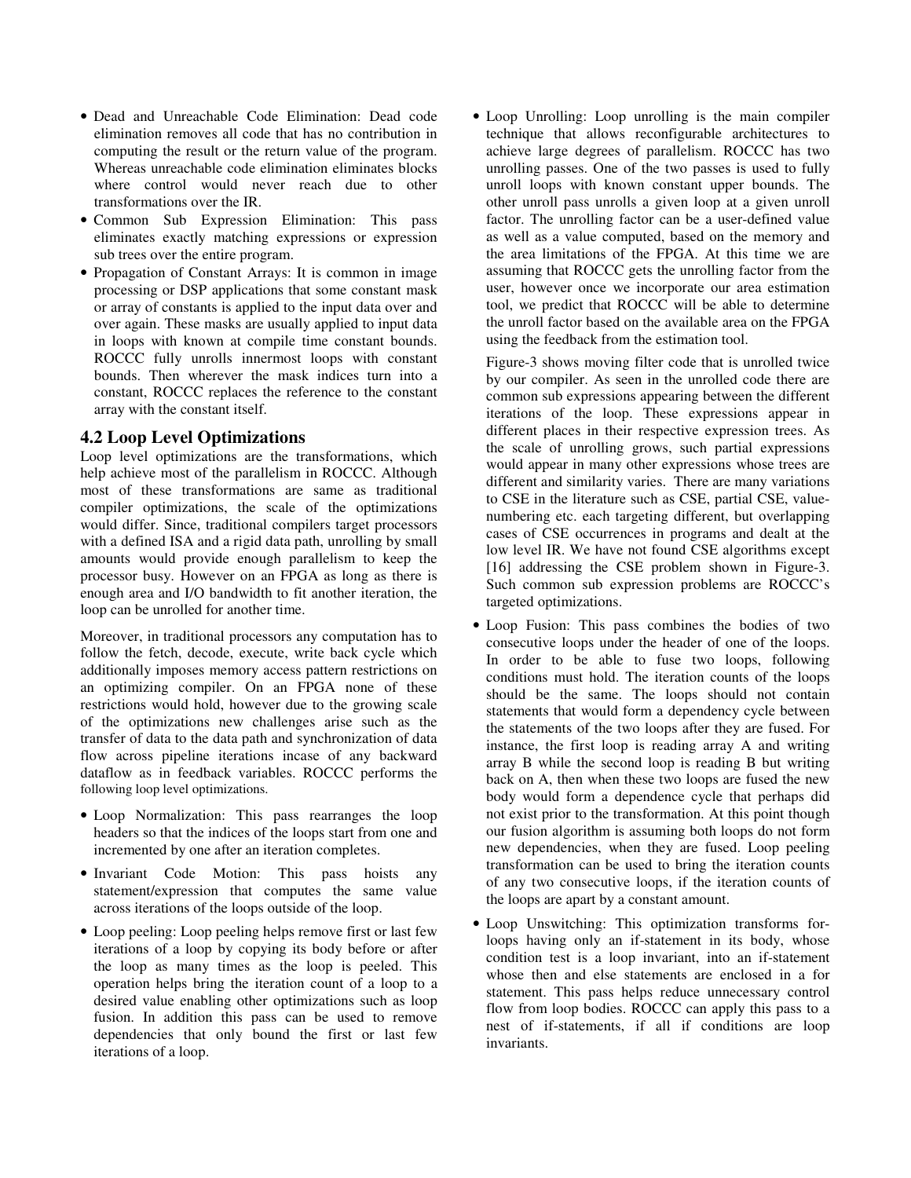- Dead and Unreachable Code Elimination: Dead code elimination removes all code that has no contribution in computing the result or the return value of the program. Whereas unreachable code elimination eliminates blocks where control would never reach due to other transformations over the IR.
- Common Sub Expression Elimination: This pass eliminates exactly matching expressions or expression sub trees over the entire program.
- Propagation of Constant Arrays: It is common in image processing or DSP applications that some constant mask or array of constants is applied to the input data over and over again. These masks are usually applied to input data in loops with known at compile time constant bounds. ROCCC fully unrolls innermost loops with constant bounds. Then wherever the mask indices turn into a constant, ROCCC replaces the reference to the constant array with the constant itself.

## 4.2 Loop Level Optimizations

Loop level optimizations are the transformations, which help achieve most of the parallelism in ROCCC. Although most of these transformations are same as traditional compiler optimizations, the scale of the optimizations would differ. Since, traditional compilers target processors with a defined ISA and a rigid data path, unrolling by small amounts would provide enough parallelism to keep the processor busy. However on an FPGA as long as there is enough area and I/O bandwidth to fit another iteration, the loop can be unrolled for another time.

Moreover, in traditional processors any computation has to follow the fetch, decode, execute, write back cycle which additionally imposes memory access pattern restrictions on an optimizing compiler. On an FPGA none of these restrictions would hold, however due to the growing scale of the optimizations new challenges arise such as the transfer of data to the data path and synchronization of data flow across pipeline iterations incase of any backward dataflow as in feedback variables. ROCCC performs the following loop level optimizations.

- Loop Normalization: This pass rearranges the loop headers so that the indices of the loops start from one and incremented by one after an iteration completes.
- Invariant Code Motion: This pass hoists any statement/expression that computes the same value across iterations of the loops outside of the loop.
- Loop peeling: Loop peeling helps remove first or last few iterations of a loop by copying its body before or after the loop as many times as the loop is peeled. This operation helps bring the iteration count of a loop to a desired value enabling other optimizations such as loop fusion. In addition this pass can be used to remove dependencies that only bound the first or last few iterations of a loop.
- Loop Unrolling: Loop unrolling is the main compiler technique that allows reconfigurable architectures to achieve large degrees of parallelism. ROCCC has two unrolling passes. One of the two passes is used to fully unroll loops with known constant upper bounds. The other unroll pass unrolls a given loop at a given unroll factor. The unrolling factor can be a user-defined value as well as a value computed, based on the memory and the area limitations of the FPGA. At this time we are assuming that ROCCC gets the unrolling factor from the user, however once we incorporate our area estimation tool, we predict that ROCCC will be able to determine the unroll factor based on the available area on the FPGA using the feedback from the estimation tool.

  Figure-3 shows moving filter code that is unrolled twice by our compiler. As seen in the unrolled code there are common sub expressions appearing between the different iterations of the loop. These expressions appear in different places in their respective expression trees. As the scale of unrolling grows, such partial expressions would appear in many other expressions whose trees are different and similarity varies. There are many variations to CSE in the literature such as CSE, partial CSE, value-numbering etc. each targeting different, but overlapping cases of CSE occurrences in programs and dealt at the low level IR. We have not found CSE algorithms except [16] addressing the CSE problem shown in Figure-3. Such common sub expression problems are ROCCC's targeted optimizations.
- Loop Fusion: This pass combines the bodies of two consecutive loops under the header of one of the loops. In order to be able to fuse two loops, following conditions must hold. The iteration counts of the loops should be the same. The loops should not contain statements that would form a dependency cycle between the statements of the two loops after they are fused. For instance, the first loop is reading array A and writing array B while the second loop is reading B but writing back on A, then when these two loops are fused the new body would form a dependence cycle that perhaps did not exist prior to the transformation. At this point though our fusion algorithm is assuming both loops do not form new dependencies, when they are fused. Loop peeling transformation can be used to bring the iteration counts of any two consecutive loops, if the iteration counts of the loops are apart by a constant amount.
- Loop Unswitching: This optimization transforms for-loops having only an if-statement in its body, whose condition test is a loop invariant, into an if-statement whose then and else statements are enclosed in a for statement. This pass helps reduce unnecessary control flow from loop bodies. ROCCC can apply this pass to a nest of if-statements, if all if conditions are loop invariants.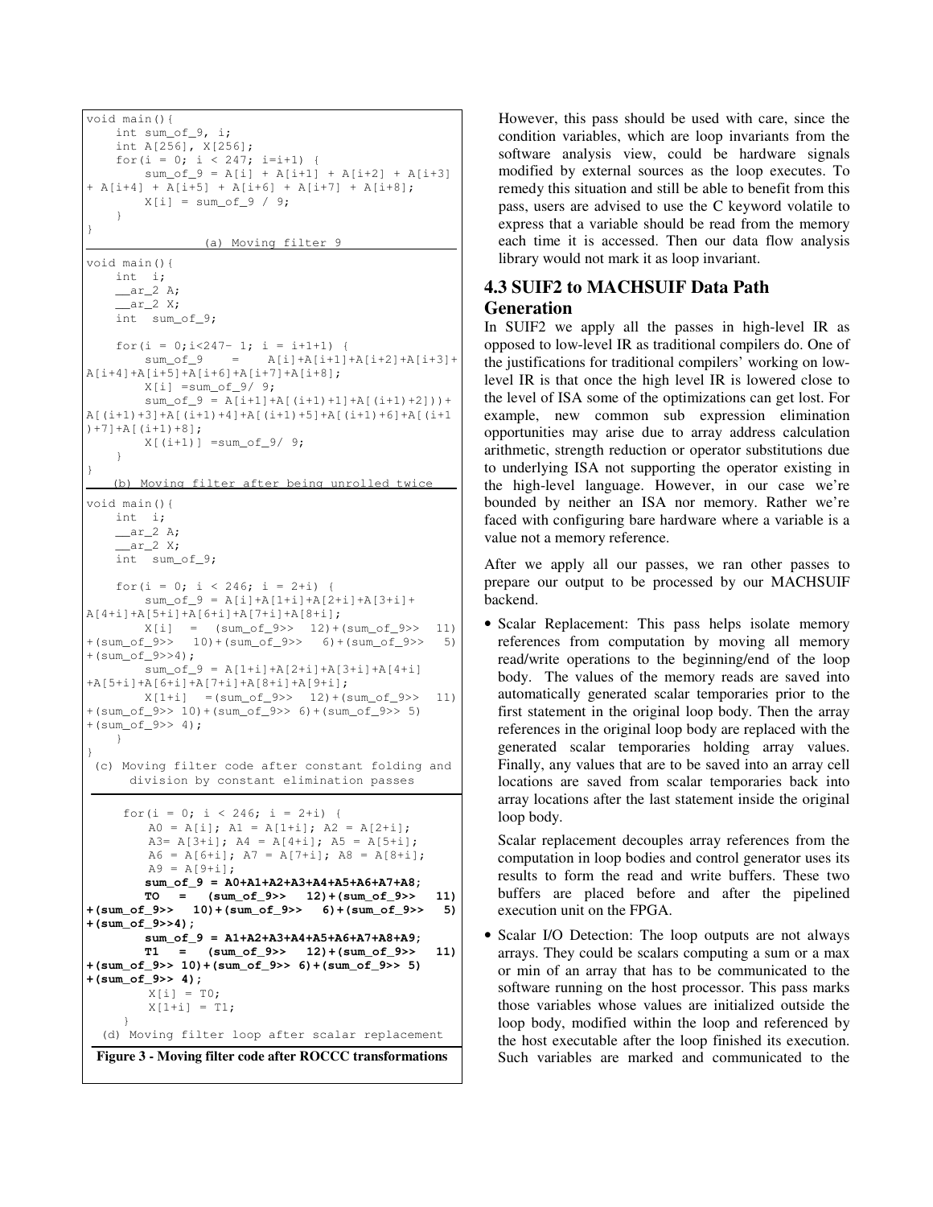```
void main(){
    int sum_of_9, i;
    int A[256], X[256];
    for(i = 0; i < 247; i=i+1) {
        sum_of_9 = A[i] + A[i+1] + A[i+2] + A[i+3]
+ A[i+4] + A[i+5] + A[i+6] + A[i+7] + A[i+8];
        X[i] = sum_of_9 / 9;
    }
}
```

(a) Moving filter 9

```
void main(){
    int  i;
    __ar_2 A;
    __ar_2 X;
    int  sum_of_9;

    for(i = 0;i<247- 1; i = i+1+1) {
        sum_of_9    =    A[i]+A[i+1]+A[i+2]+A[i+3]+
A[i+4]+A[i+5]+A[i+6]+A[i+7]+A[i+8];
        X[i] =sum_of_9/ 9;
        sum_of_9 = A[i+1]+A[(i+1)+1]+A[((i+1)+2]))+
A[(i+1)+3]+A[(i+1)+4]+A[(i+1)+5]+A[(i+1)+6]+A[(i+1
)+7]+A[(i+1)+8];
        X[(i+1)] =sum_of_9/ 9;
    }
}
```

(b) Moving filter after being unrolled twice

```
void main(){
    int  i;
    __ar_2 A;
    __ar_2 X;
    int  sum_of_9;

    for(i = 0; i < 246; i = 2+i) {
        sum_of_9 = A[i]+A[1+i]+A[2+i]+A[3+i]+
A[4+i]+A[5+i]+A[6+i]+A[7+i]+A[8+i];
        X[i]   =   (sum_of_9>>  12)+(sum_of_9>>  11)
+(sum_of_9>>   10)+(sum_of_9>>   6)+(sum_of_9>>   5)
+(sum_of_9>>4);
        sum_of_9 = A[1+i]+A[2+i]+A[3+i]+A[4+i]
+A[5+i]+A[6+i]+A[7+i]+A[8+i]+A[9+i];
        X[1+i]   =(sum_of_9>>  12)+(sum_of_9>>  11)
+(sum_of_9>> 10)+(sum_of_9>> 6)+(sum_of_9>> 5)
+(sum_of_9>> 4);
    }
}
```

(c) Moving filter code after constant folding and division by constant elimination passes

```
for(i = 0; i < 246; i = 2+i) {
    A0 = A[i]; A1 = A[1+i]; A2 = A[2+i];
    A3= A[3+i]; A4 = A[4+i]; A5 = A[5+i];
    A6 = A[6+i]; A7 = A[7+i]; A8 = A[8+i];
    A9 = A[9+i];
    sum_of_9 = A0+A1+A2+A3+A4+A5+A6+A7+A8;
    TO   =   (sum_of_9>>   12)+(sum_of_9>>   11)
+(sum_of_9>>   10)+(sum_of_9>>   6)+(sum_of_9>>   5)
+(sum_of_9>>4);
    sum_of_9 = A1+A2+A3+A4+A5+A6+A7+A8+A9;
    T1   =   (sum_of_9>>   12)+(sum_of_9>>   11)
+(sum_of_9>> 10)+(sum_of_9>> 6)+(sum_of_9>> 5)
+(sum_of_9>> 4);
    X[i] = T0;
    X[1+i] = T1;
}
```

(d) Moving filter loop after scalar replacement

**Figure 3 - Moving filter code after ROCCC transformations**

However, this pass should be used with care, since the condition variables, which are loop invariants from the software analysis view, could be hardware signals modified by external sources as the loop executes. To remedy this situation and still be able to benefit from this pass, users are advised to use the C keyword volatile to express that a variable should be read from the memory each time it is accessed. Then our data flow analysis library would not mark it as loop invariant.

## 4.3 SUIF2 to MACHSUIF Data Path Generation

In SUIF2 we apply all the passes in high-level IR as opposed to low-level IR as traditional compilers do. One of the justifications for traditional compilers' working on low-level IR is that once the high level IR is lowered close to the level of ISA some of the optimizations can get lost. For example, new common sub expression elimination opportunities may arise due to array address calculation arithmetic, strength reduction or operator substitutions due to underlying ISA not supporting the operator existing in the high-level language. However, in our case we're bounded by neither an ISA nor memory. Rather we're faced with configuring bare hardware where a variable is a value not a memory reference.

After we apply all our passes, we ran other passes to prepare our output to be processed by our MACHSUIF backend.

- Scalar Replacement: This pass helps isolate memory references from computation by moving all memory read/write operations to the beginning/end of the loop body. The values of the memory reads are saved into automatically generated scalar temporaries prior to the first statement in the original loop body. Then the array references in the original loop body are replaced with the generated scalar temporaries holding array values. Finally, any values that are to be saved into an array cell locations are saved from scalar temporaries back into array locations after the last statement inside the original loop body.

  Scalar replacement decouples array references from the computation in loop bodies and control generator uses its results to form the read and write buffers. These two buffers are placed before and after the pipelined execution unit on the FPGA.

- Scalar I/O Detection: The loop outputs are not always arrays. They could be scalars computing a sum or a max or min of an array that has to be communicated to the software running on the host processor. This pass marks those variables whose values are initialized outside the loop body, modified within the loop and referenced by the host executable after the loop finished its execution. Such variables are marked and communicated to the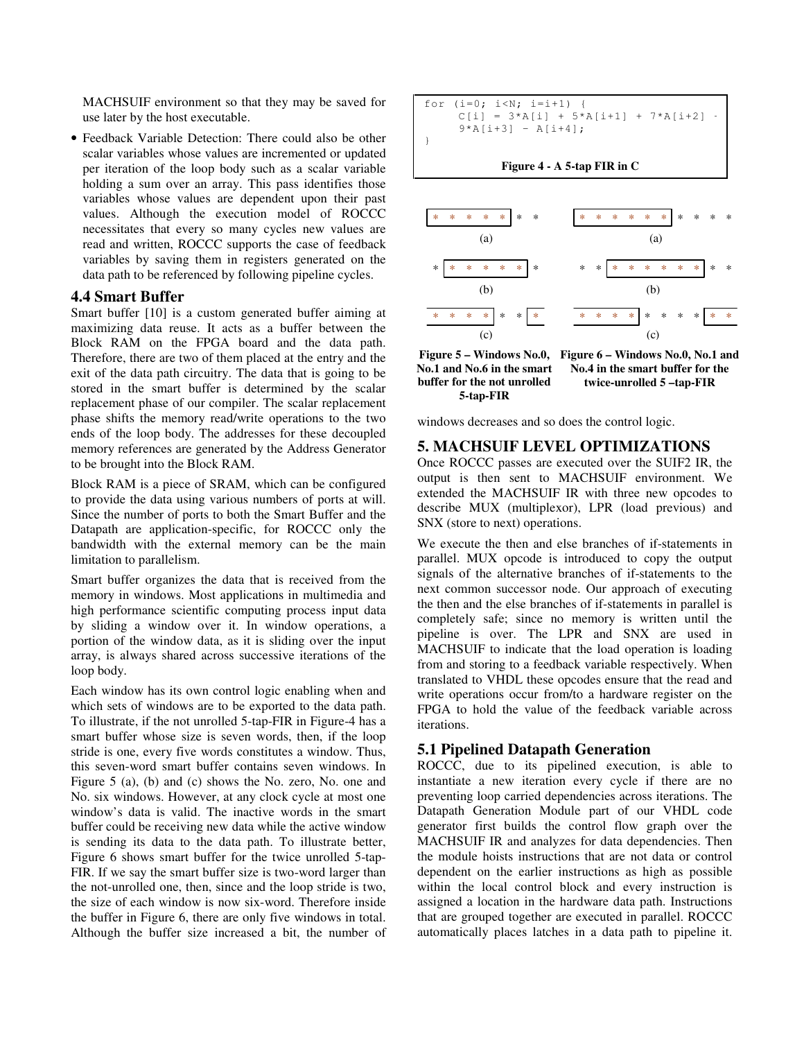MACHSUIF environment so that they may be saved for use later by the host executable.

- Feedback Variable Detection: There could also be other scalar variables whose values are incremented or updated per iteration of the loop body such as a scalar variable holding a sum over an array. This pass identifies those variables whose values are dependent upon their past values. Although the execution model of ROCCC necessitates that every so many cycles new values are read and written, ROCCC supports the case of feedback variables by saving them in registers generated on the data path to be referenced by following pipeline cycles.

### 4.4 Smart Buffer

Smart buffer [10] is a custom generated buffer aiming at maximizing data reuse. It acts as a buffer between the Block RAM on the FPGA board and the data path. Therefore, there are two of them placed at the entry and the exit of the data path circuitry. The data that is going to be stored in the smart buffer is determined by the scalar replacement phase of our compiler. The scalar replacement phase shifts the memory read/write operations to the two ends of the loop body. The addresses for these decoupled memory references are generated by the Address Generator to be brought into the Block RAM.

Block RAM is a piece of SRAM, which can be configured to provide the data using various numbers of ports at will. Since the number of ports to both the Smart Buffer and the Datapath are application-specific, for ROCCC only the bandwidth with the external memory can be the main limitation to parallelism.

Smart buffer organizes the data that is received from the memory in windows. Most applications in multimedia and high performance scientific computing process input data by sliding a window over it. In window operations, a portion of the window data, as it is sliding over the input array, is always shared across successive iterations of the loop body.

Each window has its own control logic enabling when and which sets of windows are to be exported to the data path. To illustrate, if the not unrolled 5-tap-FIR in Figure-4 has a smart buffer whose size is seven words, then, if the loop stride is one, every five words constitutes a window. Thus, this seven-word smart buffer contains seven windows. In Figure 5 (a), (b) and (c) shows the No. zero, No. one and No. six windows. However, at any clock cycle at most one window's data is valid. The inactive words in the smart buffer could be receiving new data while the active window is sending its data to the data path. To illustrate better, Figure 6 shows smart buffer for the twice unrolled 5-tap-FIR. If we say the smart buffer size is two-word larger than the not-unrolled one, then, since and the loop stride is two, the size of each window is now six-word. Therefore inside the buffer in Figure 6, there are only five windows in total. Although the buffer size increased a bit, the number of windows decreases and so does the control logic.

```
for (i=0; i<N; i=i+1) {
      C[i] = 3*A[i] + 5*A[i+1] + 7*A[i+2] -
      9*A[i+3] - A[i+4];
}
```

**Figure 4 - A 5-tap FIR in C**

**Figure 5 – Windows No.0, No.1 and No.6 in the smart buffer for the not unrolled 5-tap-FIR**

**Figure 6 – Windows No.0, No.1 and No.4 in the smart buffer for the twice-unrolled 5 –tap-FIR**

## 5. MACHSUIF LEVEL OPTIMIZATIONS

Once ROCCC passes are executed over the SUIF2 IR, the output is then sent to MACHSUIF environment. We extended the MACHSUIF IR with three new opcodes to describe MUX (multiplexor), LPR (load previous) and SNX (store to next) operations.

We execute the then and else branches of if-statements in parallel. MUX opcode is introduced to copy the output signals of the alternative branches of if-statements to the next common successor node. Our approach of executing the then and the else branches of if-statements in parallel is completely safe; since no memory is written until the pipeline is over. The LPR and SNX are used in MACHSUIF to indicate that the load operation is loading from and storing to a feedback variable respectively. When translated to VHDL these opcodes ensure that the read and write operations occur from/to a hardware register on the FPGA to hold the value of the feedback variable across iterations.

### 5.1 Pipelined Datapath Generation

ROCCC, due to its pipelined execution, is able to instantiate a new iteration every cycle if there are no preventing loop carried dependencies across iterations. The Datapath Generation Module part of our VHDL code generator first builds the control flow graph over the MACHSUIF IR and analyzes for data dependencies. Then the module hoists instructions that are not data or control dependent on the earlier instructions as high as possible within the local control block and every instruction is assigned a location in the hardware data path. Instructions that are grouped together are executed in parallel. ROCCC automatically places latches in a data path to pipeline it.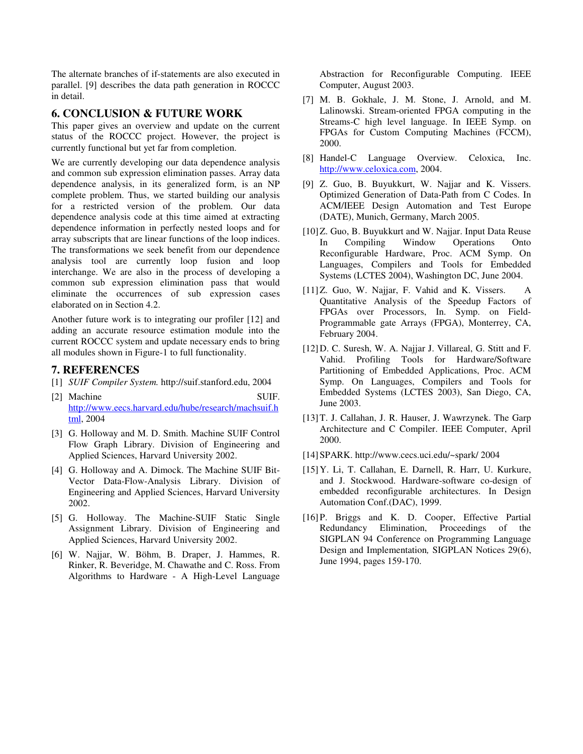The alternate branches of if-statements are also executed in parallel. [9] describes the data path generation in ROCCC in detail.

## 6. CONCLUSION & FUTURE WORK

This paper gives an overview and update on the current status of the ROCCC project. However, the project is currently functional but yet far from completion.

We are currently developing our data dependence analysis and common sub expression elimination passes. Array data dependence analysis, in its generalized form, is an NP complete problem. Thus, we started building our analysis for a restricted version of the problem. Our data dependence analysis code at this time aimed at extracting dependence information in perfectly nested loops and for array subscripts that are linear functions of the loop indices. The transformations we seek benefit from our dependence analysis tool are currently loop fusion and loop interchange. We are also in the process of developing a common sub expression elimination pass that would eliminate the occurrences of sub expression cases elaborated on in Section 4.2.

Another future work is to integrating our profiler [12] and adding an accurate resource estimation module into the current ROCCC system and update necessary ends to bring all modules shown in Figure-1 to full functionality.

## 7. REFERENCES

[1] *SUIF Compiler System.* http://suif.stanford.edu, 2004

[2] Machine SUIF. http://www.eecs.harvard.edu/hube/research/machsuif.html, 2004

[3] G. Holloway and M. D. Smith. Machine SUIF Control Flow Graph Library. Division of Engineering and Applied Sciences, Harvard University 2002.

[4] G. Holloway and A. Dimock. The Machine SUIF Bit-Vector Data-Flow-Analysis Library. Division of Engineering and Applied Sciences, Harvard University 2002.

[5] G. Holloway. The Machine-SUIF Static Single Assignment Library. Division of Engineering and Applied Sciences, Harvard University 2002.

[6] W. Najjar, W. Böhm, B. Draper, J. Hammes, R. Rinker, R. Beveridge, M. Chawathe and C. Ross. From Algorithms to Hardware - A High-Level Language Abstraction for Reconfigurable Computing. IEEE Computer, August 2003.

[7] M. B. Gokhale, J. M. Stone, J. Arnold, and M. Lalinowski. Stream-oriented FPGA computing in the Streams-C high level language. In IEEE Symp. on FPGAs for Custom Computing Machines (FCCM), 2000.

[8] Handel-C Language Overview. Celoxica, Inc. http://www.celoxica.com, 2004.

[9] Z. Guo, B. Buyukkurt, W. Najjar and K. Vissers. Optimized Generation of Data-Path from C Codes. In ACM/IEEE Design Automation and Test Europe (DATE), Munich, Germany, March 2005.

[10] Z. Guo, B. Buyukkurt and W. Najjar. Input Data Reuse In Compiling Window Operations Onto Reconfigurable Hardware, Proc. ACM Symp. On Languages, Compilers and Tools for Embedded Systems (LCTES 2004), Washington DC, June 2004.

[11] Z. Guo, W. Najjar, F. Vahid and K. Vissers. A Quantitative Analysis of the Speedup Factors of FPGAs over Processors, In. Symp. on Field-Programmable gate Arrays (FPGA), Monterrey, CA, February 2004.

[12] D. C. Suresh, W. A. Najjar J. Villareal, G. Stitt and F. Vahid. Profiling Tools for Hardware/Software Partitioning of Embedded Applications, Proc. ACM Symp. On Languages, Compilers and Tools for Embedded Systems (LCTES 2003), San Diego, CA, June 2003.

[13] T. J. Callahan, J. R. Hauser, J. Wawrzynek. The Garp Architecture and C Compiler. IEEE Computer, April 2000.

[14] SPARK. http://www.cecs.uci.edu/~spark/ 2004

[15] Y. Li, T. Callahan, E. Darnell, R. Harr, U. Kurkure, and J. Stockwood. Hardware-software co-design of embedded reconfigurable architectures. In Design Automation Conf.(DAC), 1999.

[16] P. Briggs and K. D. Cooper, Effective Partial Redundancy Elimination, Proceedings of the SIGPLAN 94 Conference on Programming Language Design and Implementation*,* SIGPLAN Notices 29(6), June 1994, pages 159-170.